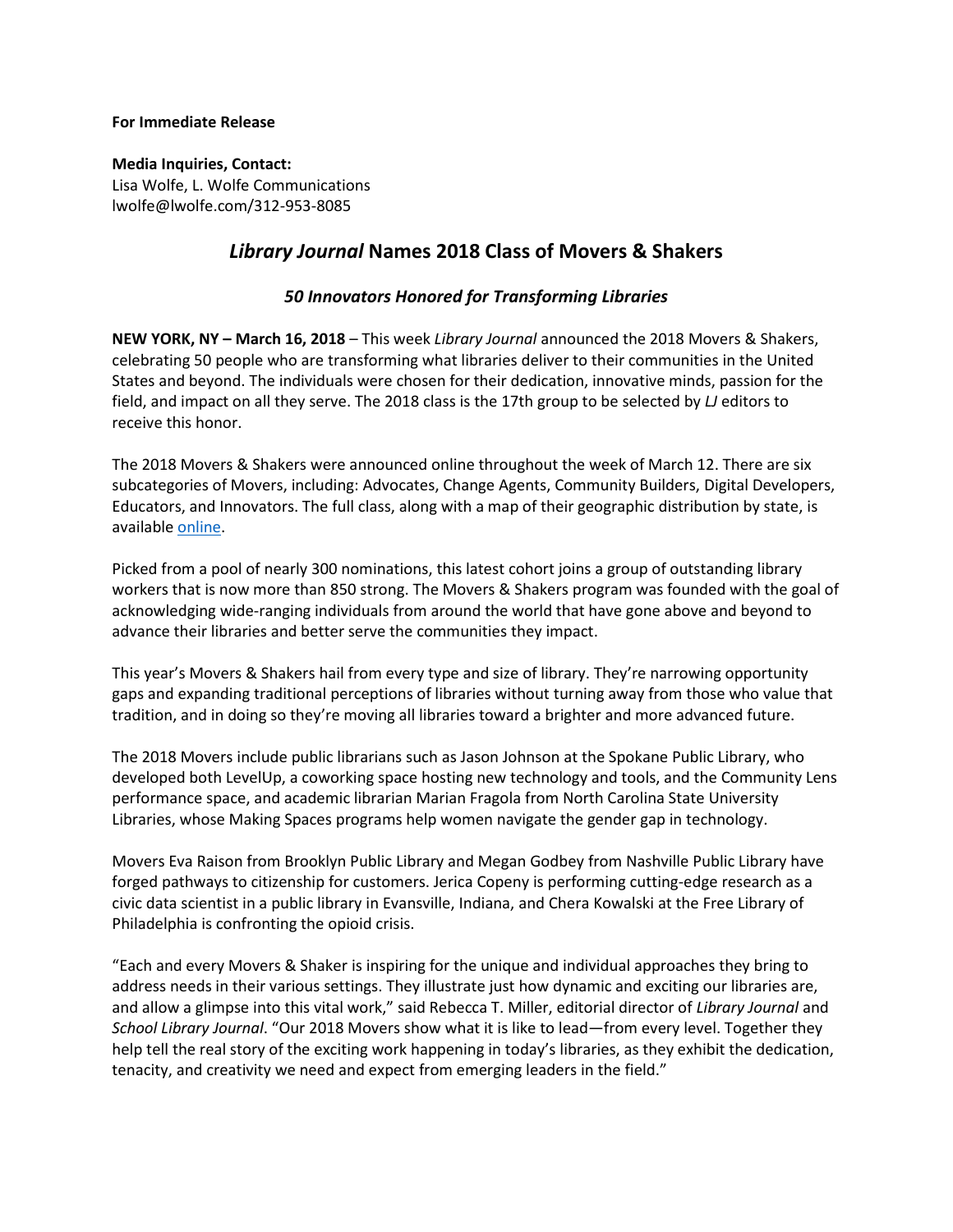**For Immediate Release**

**Media Inquiries, Contact:**
Lisa Wolfe, L. Wolfe Communications
lwolfe@lwolfe.com/312-953-8085

# *Library Journal* Names 2018 Class of Movers & Shakers

## *50 Innovators Honored for Transforming Libraries*

**NEW YORK, NY – March 16, 2018** – This week *Library Journal* announced the 2018 Movers & Shakers, celebrating 50 people who are transforming what libraries deliver to their communities in the United States and beyond. The individuals were chosen for their dedication, innovative minds, passion for the field, and impact on all they serve. The 2018 class is the 17th group to be selected by *LJ* editors to receive this honor.

The 2018 Movers & Shakers were announced online throughout the week of March 12. There are six subcategories of Movers, including: Advocates, Change Agents, Community Builders, Digital Developers, Educators, and Innovators. The full class, along with a map of their geographic distribution by state, is available online.

Picked from a pool of nearly 300 nominations, this latest cohort joins a group of outstanding library workers that is now more than 850 strong. The Movers & Shakers program was founded with the goal of acknowledging wide-ranging individuals from around the world that have gone above and beyond to advance their libraries and better serve the communities they impact.

This year's Movers & Shakers hail from every type and size of library. They're narrowing opportunity gaps and expanding traditional perceptions of libraries without turning away from those who value that tradition, and in doing so they're moving all libraries toward a brighter and more advanced future.

The 2018 Movers include public librarians such as Jason Johnson at the Spokane Public Library, who developed both LevelUp, a coworking space hosting new technology and tools, and the Community Lens performance space, and academic librarian Marian Fragola from North Carolina State University Libraries, whose Making Spaces programs help women navigate the gender gap in technology.

Movers Eva Raison from Brooklyn Public Library and Megan Godbey from Nashville Public Library have forged pathways to citizenship for customers. Jerica Copeny is performing cutting-edge research as a civic data scientist in a public library in Evansville, Indiana, and Chera Kowalski at the Free Library of Philadelphia is confronting the opioid crisis.

"Each and every Movers & Shaker is inspiring for the unique and individual approaches they bring to address needs in their various settings. They illustrate just how dynamic and exciting our libraries are, and allow a glimpse into this vital work," said Rebecca T. Miller, editorial director of *Library Journal* and *School Library Journal*. "Our 2018 Movers show what it is like to lead—from every level. Together they help tell the real story of the exciting work happening in today's libraries, as they exhibit the dedication, tenacity, and creativity we need and expect from emerging leaders in the field."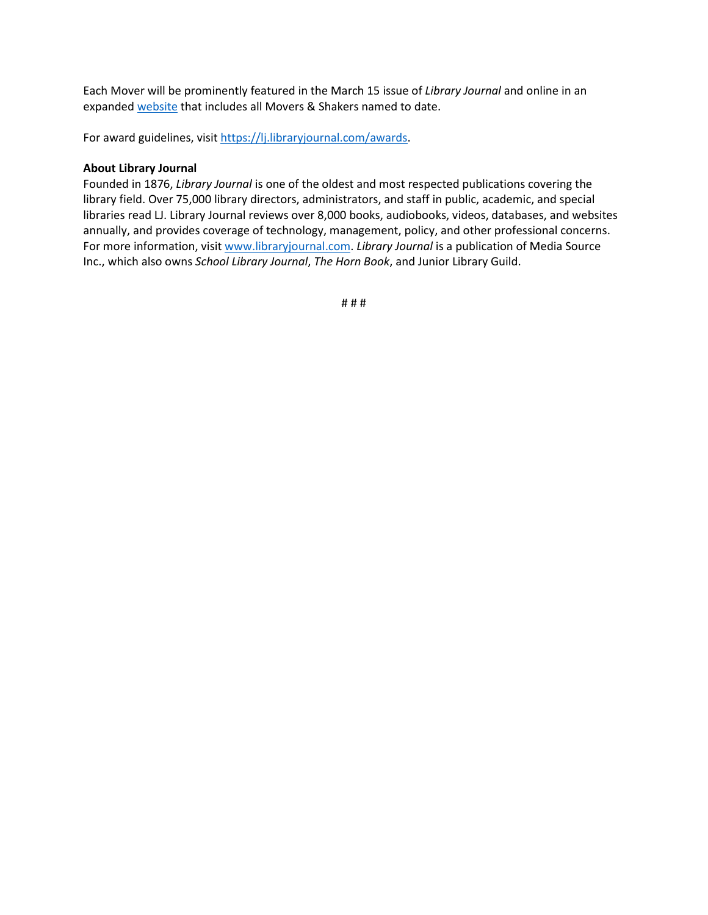Each Mover will be prominently featured in the March 15 issue of *Library Journal* and online in an expanded [website](#) that includes all Movers & Shakers named to date.

For award guidelines, visit [https://lj.libraryjournal.com/awards](https://lj.libraryjournal.com/awards).

**About Library Journal**
Founded in 1876, *Library Journal* is one of the oldest and most respected publications covering the library field. Over 75,000 library directors, administrators, and staff in public, academic, and special libraries read LJ. Library Journal reviews over 8,000 books, audiobooks, videos, databases, and websites annually, and provides coverage of technology, management, policy, and other professional concerns. For more information, visit [www.libraryjournal.com](http://www.libraryjournal.com). *Library Journal* is a publication of Media Source Inc., which also owns *School Library Journal*, *The Horn Book*, and Junior Library Guild.

# # #